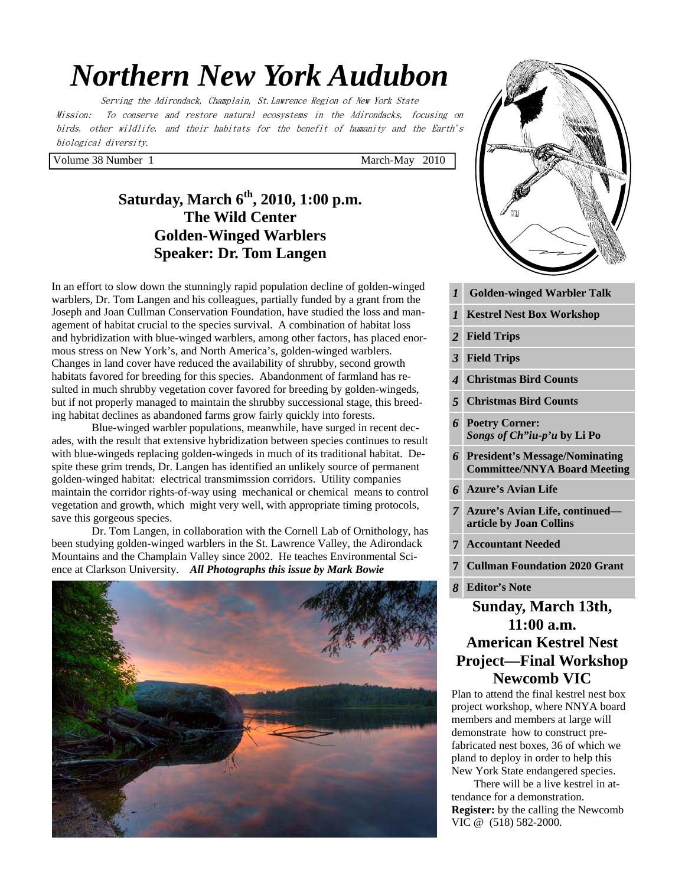# Northern New York Audubon

Serving the Adirondack, Champlain, St.Lawrence Region of New York State

Mission: To conserve and restore natural ecosystems in the Adirondacks, focusing on birds, other wildlife, and their habitats for the benefit of humanity and the Earth's biological diversity.

Volume 38 Number 1 March-May 2010

## Saturday, March 6th, 2010, 1:00 p.m.
## The Wild Center
## Golden-Winged Warblers
## Speaker: Dr. Tom Langen

In an effort to slow down the stunningly rapid population decline of golden-winged warblers, Dr. Tom Langen and his colleagues, partially funded by a grant from the Joseph and Joan Cullman Conservation Foundation, have studied the loss and management of habitat crucial to the species survival. A combination of habitat loss and hybridization with blue-winged warblers, among other factors, has placed enormous stress on New York's, and North America's, golden-winged warblers. Changes in land cover have reduced the availability of shrubby, second growth habitats favored for breeding for this species. Abandonment of farmland has resulted in much shrubby vegetation cover favored for breeding by golden-wingeds, but if not properly managed to maintain the shrubby successional stage, this breeding habitat declines as abandoned farms grow fairly quickly into forests.

Blue-winged warbler populations, meanwhile, have surged in recent decades, with the result that extensive hybridization between species continues to result with blue-wingeds replacing golden-wingeds in much of its traditional habitat. Despite these grim trends, Dr. Langen has identified an unlikely source of permanent golden-winged habitat: electrical transmimssion corridors. Utility companies maintain the corridor rights-of-way using mechanical or chemical means to control vegetation and growth, which might very well, with appropriate timing protocols, save this gorgeous species.

Dr. Tom Langen, in collaboration with the Cornell Lab of Ornithology, has been studying golden-winged warblers in the St. Lawrence Valley, the Adirondack Mountains and the Champlain Valley since 2002. He teaches Environmental Science at Clarkson University. ***All Photographs this issue by Mark Bowie***

| | |
|---|---|
| *1* | **Golden-winged Warbler Talk** |
| *1* | **Kestrel Nest Box Workshop** |
| *2* | **Field Trips** |
| *3* | **Field Trips** |
| *4* | **Christmas Bird Counts** |
| *5* | **Christmas Bird Counts** |
| *6* | **Poetry Corner: *Songs of Ch"iu-p'u* by Li Po** |
| *6* | **President's Message/Nominating Committee/NNYA Board Meeting** |
| *6* | **Azure's Avian Life** |
| *7* | **Azure's Avian Life, continued—article by Joan Collins** |
| *7* | **Accountant Needed** |
| *7* | **Cullman Foundation 2020 Grant** |
| *8* | **Editor's Note** |

## Sunday, March 13th, 11:00 a.m.
## American Kestrel Nest Project—Final Workshop
## Newcomb VIC

Plan to attend the final kestrel nest box project workshop, where NNYA board members and members at large will demonstrate how to construct prefabricated nest boxes, 36 of which we pland to deploy in order to help this New York State endangered species.

There will be a live kestrel in attendance for a demonstration.

**Register:** by the calling the Newcomb VIC @ (518) 582-2000.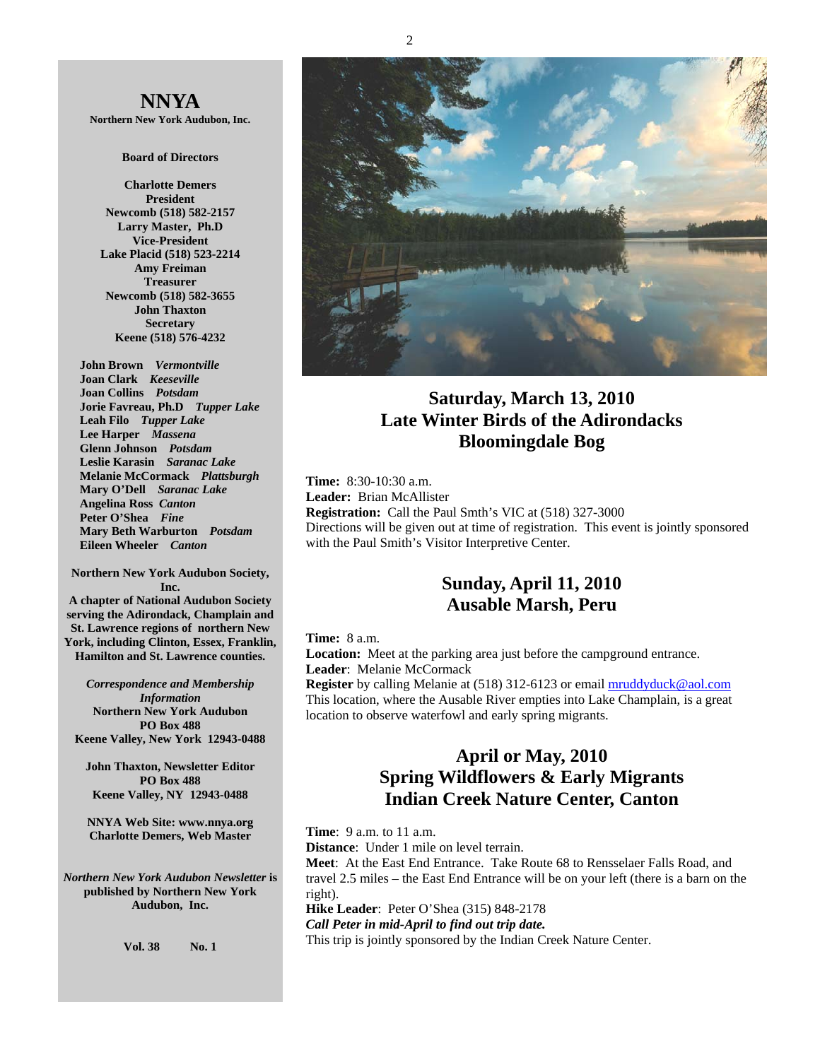# NNYA

**Northern New York Audubon, Inc.**

**Board of Directors**

**Charlotte Demers**
**President**
**Newcomb (518) 582-2157**
**Larry Master, Ph.D**
**Vice-President**
**Lake Placid (518) 523-2214**
**Amy Freiman**
**Treasurer**
**Newcomb (518) 582-3655**
**John Thaxton**
**Secretary**
**Keene (518) 576-4232**

**John Brown** ***Vermontville***
**Joan Clark** ***Keeseville***
**Joan Collins** ***Potsdam***
**Jorie Favreau, Ph.D** ***Tupper Lake***
**Leah Filo** ***Tupper Lake***
**Lee Harper** ***Massena***
**Glenn Johnson** ***Potsdam***
**Leslie Karasin** ***Saranac Lake***
**Melanie McCormack** ***Plattsburgh***
**Mary O'Dell** ***Saranac Lake***
**Angelina Ross** ***Canton***
**Peter O'Shea** ***Fine***
**Mary Beth Warburton** ***Potsdam***
**Eileen Wheeler** ***Canton***

**Northern New York Audubon Society, Inc.**
**A chapter of National Audubon Society serving the Adirondack, Champlain and St. Lawrence regions of northern New York, including Clinton, Essex, Franklin, Hamilton and St. Lawrence counties.**

***Correspondence and Membership Information***
**Northern New York Audubon**
**PO Box 488**
**Keene Valley, New York 12943-0488**

**John Thaxton, Newsletter Editor**
**PO Box 488**
**Keene Valley, NY 12943-0488**

**NNYA Web Site: www.nnya.org**
**Charlotte Demers, Web Master**

***Northern New York Audubon Newsletter*** **is published by Northern New York Audubon, Inc.**

**Vol. 38 No. 1**

## Saturday, March 13, 2010
## Late Winter Birds of the Adirondacks
## Bloomingdale Bog

**Time:** 8:30-10:30 a.m.
**Leader:** Brian McAllister
**Registration:** Call the Paul Smth's VIC at (518) 327-3000
Directions will be given out at time of registration. This event is jointly sponsored with the Paul Smith's Visitor Interpretive Center.

## Sunday, April 11, 2010
## Ausable Marsh, Peru

**Time:** 8 a.m.
**Location:** Meet at the parking area just before the campground entrance.
**Leader**: Melanie McCormack
**Register** by calling Melanie at (518) 312-6123 or email mruddyduck@aol.com
This location, where the Ausable River empties into Lake Champlain, is a great location to observe waterfowl and early spring migrants.

## April or May, 2010
## Spring Wildflowers & Early Migrants
## Indian Creek Nature Center, Canton

**Time**: 9 a.m. to 11 a.m.
**Distance**: Under 1 mile on level terrain.
**Meet**: At the East End Entrance. Take Route 68 to Rensselaer Falls Road, and travel 2.5 miles – the East End Entrance will be on your left (there is a barn on the right).
**Hike Leader**: Peter O'Shea (315) 848-2178
***Call Peter in mid-April to find out trip date.***
This trip is jointly sponsored by the Indian Creek Nature Center.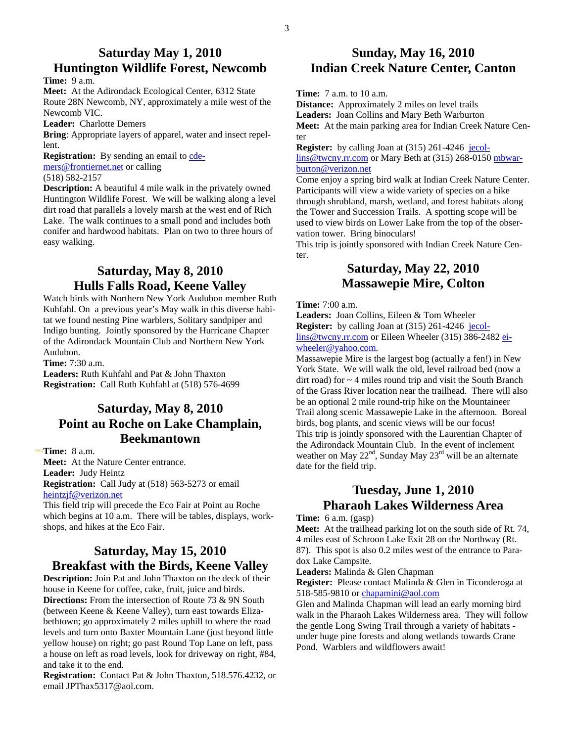## Saturday May 1, 2010
## Huntington Wildlife Forest, Newcomb

**Time:** 9 a.m.

**Meet:** At the Adirondack Ecological Center, 6312 State Route 28N Newcomb, NY, approximately a mile west of the Newcomb VIC.

**Leader:** Charlotte Demers

**Bring**: Appropriate layers of apparel, water and insect repellent.

**Registration:** By sending an email to cdemers@frontiernet.net or calling (518) 582-2157

**Description:** A beautiful 4 mile walk in the privately owned Huntington Wildlife Forest. We will be walking along a level dirt road that parallels a lovely marsh at the west end of Rich Lake. The walk continues to a small pond and includes both conifer and hardwood habitats. Plan on two to three hours of easy walking.

## Saturday, May 8, 2010
## Hulls Falls Road, Keene Valley

Watch birds with Northern New York Audubon member Ruth Kuhfahl. On a previous year's May walk in this diverse habitat we found nesting Pine warblers, Solitary sandpiper and Indigo bunting. Jointly sponsored by the Hurricane Chapter of the Adirondack Mountain Club and Northern New York Audubon.

**Time:** 7:30 a.m.

**Leaders:** Ruth Kuhfahl and Pat & John Thaxton

**Registration:** Call Ruth Kuhfahl at (518) 576-4699

## Saturday, May 8, 2010
## Point au Roche on Lake Champlain, Beekmantown

**Time:** 8 a.m.

**Meet:** At the Nature Center entrance.

**Leader:** Judy Heintz

**Registration:** Call Judy at (518) 563-5273 or email heintzjf@verizon.net

This field trip will precede the Eco Fair at Point au Roche which begins at 10 a.m. There will be tables, displays, workshops, and hikes at the Eco Fair.

## Saturday, May 15, 2010
## Breakfast with the Birds, Keene Valley

**Description:** Join Pat and John Thaxton on the deck of their house in Keene for coffee, cake, fruit, juice and birds.

**Directions:** From the intersection of Route 73 & 9N South (between Keene & Keene Valley), turn east towards Elizabethtown; go approximately 2 miles uphill to where the road levels and turn onto Baxter Mountain Lane (just beyond little yellow house) on right; go past Round Top Lane on left, pass a house on left as road levels, look for driveway on right, #84, and take it to the end.

**Registration:** Contact Pat & John Thaxton, 518.576.4232, or email JPThax5317@aol.com.

## Sunday, May 16, 2010
## Indian Creek Nature Center, Canton

**Time:** 7 a.m. to 10 a.m.

**Distance:** Approximately 2 miles on level trails

**Leaders:** Joan Collins and Mary Beth Warburton

**Meet:** At the main parking area for Indian Creek Nature Center

**Register:** by calling Joan at (315) 261-4246 jecollins@twcny.rr.com or Mary Beth at (315) 268-0150 mbwarburton@verizon.net

Come enjoy a spring bird walk at Indian Creek Nature Center. Participants will view a wide variety of species on a hike through shrubland, marsh, wetland, and forest habitats along the Tower and Succession Trails. A spotting scope will be used to view birds on Lower Lake from the top of the observation tower. Bring binoculars!

This trip is jointly sponsored with Indian Creek Nature Center.

## Saturday, May 22, 2010
## Massawepie Mire, Colton

**Time:** 7:00 a.m.

**Leaders:** Joan Collins, Eileen & Tom Wheeler

**Register:** by calling Joan at (315) 261-4246 jecollins@twcny.rr.com or Eileen Wheeler (315) 386-2482 eiwheeler@yahoo.com.

Massawepie Mire is the largest bog (actually a fen!) in New York State. We will walk the old, level railroad bed (now a dirt road) for ~ 4 miles round trip and visit the South Branch of the Grass River location near the trailhead. There will also be an optional 2 mile round-trip hike on the Mountaineer Trail along scenic Massawepie Lake in the afternoon. Boreal birds, bog plants, and scenic views will be our focus!

This trip is jointly sponsored with the Laurentian Chapter of the Adirondack Mountain Club. In the event of inclement weather on May 22nd, Sunday May 23rd will be an alternate date for the field trip.

## Tuesday, June 1, 2010
## Pharaoh Lakes Wilderness Area

**Time:** 6 a.m. (gasp)

**Meet:** At the trailhead parking lot on the south side of Rt. 74, 4 miles east of Schroon Lake Exit 28 on the Northway (Rt. 87). This spot is also 0.2 miles west of the entrance to Paradox Lake Campsite.

**Leaders:** Malinda & Glen Chapman

**Register:** Please contact Malinda & Glen in Ticonderoga at 518-585-9810 or chapamini@aol.com

Glen and Malinda Chapman will lead an early morning bird walk in the Pharaoh Lakes Wilderness area. They will follow the gentle Long Swing Trail through a variety of habitats - under huge pine forests and along wetlands towards Crane Pond. Warblers and wildflowers await!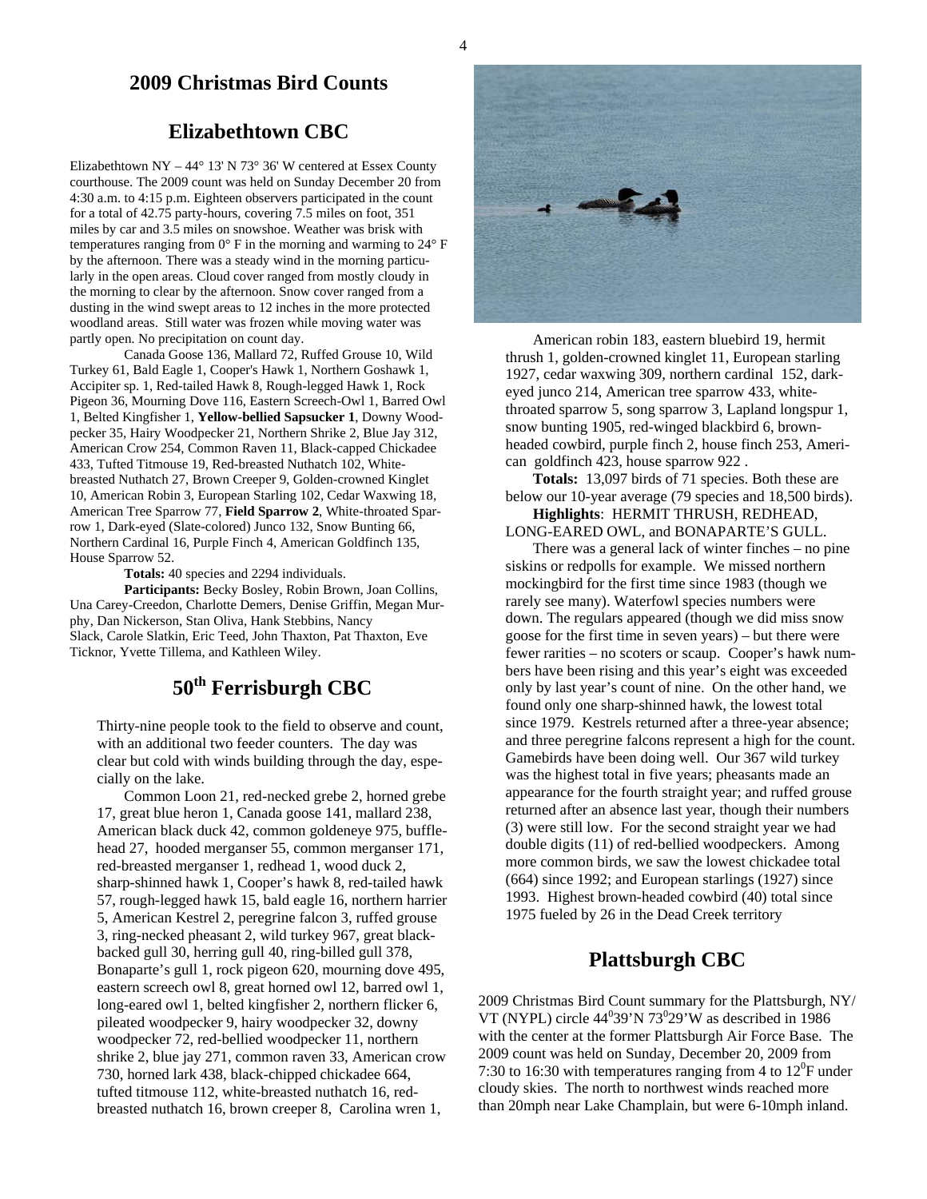## 2009 Christmas Bird Counts

## Elizabethtown CBC

Elizabethtown NY – 44° 13' N 73° 36' W centered at Essex County courthouse. The 2009 count was held on Sunday December 20 from 4:30 a.m. to 4:15 p.m. Eighteen observers participated in the count for a total of 42.75 party-hours, covering 7.5 miles on foot, 351 miles by car and 3.5 miles on snowshoe. Weather was brisk with temperatures ranging from 0° F in the morning and warming to 24° F by the afternoon. There was a steady wind in the morning particularly in the open areas. Cloud cover ranged from mostly cloudy in the morning to clear by the afternoon. Snow cover ranged from a dusting in the wind swept areas to 12 inches in the more protected woodland areas. Still water was frozen while moving water was partly open. No precipitation on count day.

Canada Goose 136, Mallard 72, Ruffed Grouse 10, Wild Turkey 61, Bald Eagle 1, Cooper's Hawk 1, Northern Goshawk 1, Accipiter sp. 1, Red-tailed Hawk 8, Rough-legged Hawk 1, Rock Pigeon 36, Mourning Dove 116, Eastern Screech-Owl 1, Barred Owl 1, Belted Kingfisher 1, **Yellow-bellied Sapsucker 1**, Downy Woodpecker 35, Hairy Woodpecker 21, Northern Shrike 2, Blue Jay 312, American Crow 254, Common Raven 11, Black-capped Chickadee 433, Tufted Titmouse 19, Red-breasted Nuthatch 102, White-breasted Nuthatch 27, Brown Creeper 9, Golden-crowned Kinglet 10, American Robin 3, European Starling 102, Cedar Waxwing 18, American Tree Sparrow 77, **Field Sparrow 2**, White-throated Sparrow 1, Dark-eyed (Slate-colored) Junco 132, Snow Bunting 66, Northern Cardinal 16, Purple Finch 4, American Goldfinch 135, House Sparrow 52.

**Totals:** 40 species and 2294 individuals.

**Participants:** Becky Bosley, Robin Brown, Joan Collins, Una Carey-Creedon, Charlotte Demers, Denise Griffin, Megan Murphy, Dan Nickerson, Stan Oliva, Hank Stebbins, Nancy Slack, Carole Slatkin, Eric Teed, John Thaxton, Pat Thaxton, Eve Ticknor, Yvette Tillema, and Kathleen Wiley.

## 50th Ferrisburgh CBC

Thirty-nine people took to the field to observe and count, with an additional two feeder counters. The day was clear but cold with winds building through the day, especially on the lake.

Common Loon 21, red-necked grebe 2, horned grebe 17, great blue heron 1, Canada goose 141, mallard 238, American black duck 42, common goldeneye 975, bufflehead 27, hooded merganser 55, common merganser 171, red-breasted merganser 1, redhead 1, wood duck 2, sharp-shinned hawk 1, Cooper's hawk 8, red-tailed hawk 57, rough-legged hawk 15, bald eagle 16, northern harrier 5, American Kestrel 2, peregrine falcon 3, ruffed grouse 3, ring-necked pheasant 2, wild turkey 967, great black-backed gull 30, herring gull 40, ring-billed gull 378, Bonaparte's gull 1, rock pigeon 620, mourning dove 495, eastern screech owl 8, great horned owl 12, barred owl 1, long-eared owl 1, belted kingfisher 2, northern flicker 6, pileated woodpecker 9, hairy woodpecker 32, downy woodpecker 72, red-bellied woodpecker 11, northern shrike 2, blue jay 271, common raven 33, American crow 730, horned lark 438, black-chipped chickadee 664, tufted titmouse 112, white-breasted nuthatch 16, red-breasted nuthatch 16, brown creeper 8, Carolina wren 1, American robin 183, eastern bluebird 19, hermit thrush 1, golden-crowned kinglet 11, European starling 1927, cedar waxwing 309, northern cardinal 152, dark-eyed junco 214, American tree sparrow 433, white-throated sparrow 5, song sparrow 3, Lapland longspur 1, snow bunting 1905, red-winged blackbird 6, brown-headed cowbird, purple finch 2, house finch 253, American goldfinch 423, house sparrow 922 .

**Totals:** 13,097 birds of 71 species. Both these are below our 10-year average (79 species and 18,500 birds).

**Highlights**: HERMIT THRUSH, REDHEAD, LONG-EARED OWL, and BONAPARTE'S GULL.

There was a general lack of winter finches – no pine siskins or redpolls for example. We missed northern mockingbird for the first time since 1983 (though we rarely see many). Waterfowl species numbers were down. The regulars appeared (though we did miss snow goose for the first time in seven years) – but there were fewer rarities – no scoters or scaup. Cooper's hawk numbers have been rising and this year's eight was exceeded only by last year's count of nine. On the other hand, we found only one sharp-shinned hawk, the lowest total since 1979. Kestrels returned after a three-year absence; and three peregrine falcons represent a high for the count. Gamebirds have been doing well. Our 367 wild turkey was the highest total in five years; pheasants made an appearance for the fourth straight year; and ruffed grouse returned after an absence last year, though their numbers (3) were still low. For the second straight year we had double digits (11) of red-bellied woodpeckers. Among more common birds, we saw the lowest chickadee total (664) since 1992; and European starlings (1927) since 1993. Highest brown-headed cowbird (40) total since 1975 fueled by 26 in the Dead Creek territory

## Plattsburgh CBC

2009 Christmas Bird Count summary for the Plattsburgh, NY/VT (NYPL) circle 44°39'N 73°29'W as described in 1986 with the center at the former Plattsburgh Air Force Base. The 2009 count was held on Sunday, December 20, 2009 from 7:30 to 16:30 with temperatures ranging from 4 to 12°F under cloudy skies. The north to northwest winds reached more than 20mph near Lake Champlain, but were 6-10mph inland.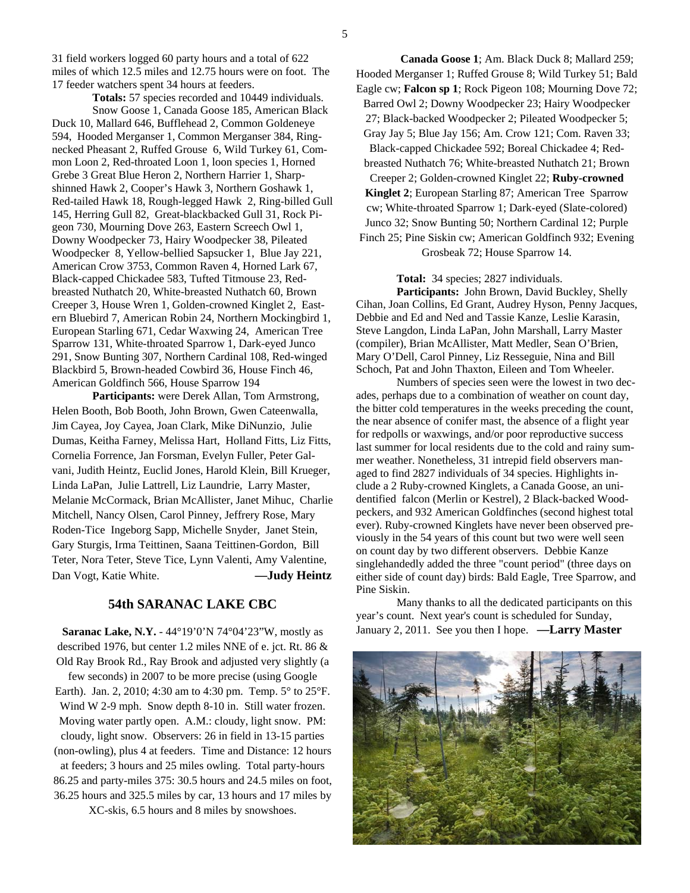31 field workers logged 60 party hours and a total of 622 miles of which 12.5 miles and 12.75 hours were on foot. The 17 feeder watchers spent 34 hours at feeders.

**Totals:** 57 species recorded and 10449 individuals.

Snow Goose 1, Canada Goose 185, American Black Duck 10, Mallard 646, Bufflehead 2, Common Goldeneye 594, Hooded Merganser 1, Common Merganser 384, Ring-necked Pheasant 2, Ruffed Grouse 6, Wild Turkey 61, Common Loon 2, Red-throated Loon 1, loon species 1, Horned Grebe 3 Great Blue Heron 2, Northern Harrier 1, Sharp-shinned Hawk 2, Cooper's Hawk 3, Northern Goshawk 1, Red-tailed Hawk 18, Rough-legged Hawk 2, Ring-billed Gull 145, Herring Gull 82, Great-blackbacked Gull 31, Rock Pigeon 730, Mourning Dove 263, Eastern Screech Owl 1, Downy Woodpecker 73, Hairy Woodpecker 38, Pileated Woodpecker 8, Yellow-bellied Sapsucker 1, Blue Jay 221, American Crow 3753, Common Raven 4, Horned Lark 67, Black-capped Chickadee 583, Tufted Titmouse 23, Red-breasted Nuthatch 20, White-breasted Nuthatch 60, Brown Creeper 3, House Wren 1, Golden-crowned Kinglet 2, Eastern Bluebird 7, American Robin 24, Northern Mockingbird 1, European Starling 671, Cedar Waxwing 24, American Tree Sparrow 131, White-throated Sparrow 1, Dark-eyed Junco 291, Snow Bunting 307, Northern Cardinal 108, Red-winged Blackbird 5, Brown-headed Cowbird 36, House Finch 46, American Goldfinch 566, House Sparrow 194

**Participants:** were Derek Allan, Tom Armstrong, Helen Booth, Bob Booth, John Brown, Gwen Cateenwalla, Jim Cayea, Joy Cayea, Joan Clark, Mike DiNunzio, Julie Dumas, Keitha Farney, Melissa Hart, Holland Fitts, Liz Fitts, Cornelia Forrence, Jan Forsman, Evelyn Fuller, Peter Galvani, Judith Heintz, Euclid Jones, Harold Klein, Bill Krueger, Linda LaPan, Julie Lattrell, Liz Laundrie, Larry Master, Melanie McCormack, Brian McAllister, Janet Mihuc, Charlie Mitchell, Nancy Olsen, Carol Pinney, Jeffrery Rose, Mary Roden-Tice Ingeborg Sapp, Michelle Snyder, Janet Stein, Gary Sturgis, Irma Teittinen, Saana Teittinen-Gordon, Bill Teter, Nora Teter, Steve Tice, Lynn Valenti, Amy Valentine, Dan Vogt, Katie White. **—Judy Heintz**

## 54th SARANAC LAKE CBC

**Saranac Lake, N.Y.** - 44°19'0'N 74°04'23"W, mostly as described 1976, but center 1.2 miles NNE of e. jct. Rt. 86 & Old Ray Brook Rd., Ray Brook and adjusted very slightly (a few seconds) in 2007 to be more precise (using Google Earth). Jan. 2, 2010; 4:30 am to 4:30 pm. Temp. 5° to 25°F. Wind W 2-9 mph. Snow depth 8-10 in. Still water frozen. Moving water partly open. A.M.: cloudy, light snow. PM: cloudy, light snow. Observers: 26 in field in 13-15 parties (non-owling), plus 4 at feeders. Time and Distance: 12 hours at feeders; 3 hours and 25 miles owling. Total party-hours 86.25 and party-miles 375: 30.5 hours and 24.5 miles on foot, 36.25 hours and 325.5 miles by car, 13 hours and 17 miles by XC-skis, 6.5 hours and 8 miles by snowshoes.

**Canada Goose 1**; Am. Black Duck 8; Mallard 259; Hooded Merganser 1; Ruffed Grouse 8; Wild Turkey 51; Bald Eagle cw; **Falcon sp 1**; Rock Pigeon 108; Mourning Dove 72; Barred Owl 2; Downy Woodpecker 23; Hairy Woodpecker 27; Black-backed Woodpecker 2; Pileated Woodpecker 5; Gray Jay 5; Blue Jay 156; Am. Crow 121; Com. Raven 33; Black-capped Chickadee 592; Boreal Chickadee 4; Red-breasted Nuthatch 76; White-breasted Nuthatch 21; Brown Creeper 2; Golden-crowned Kinglet 22; **Ruby-crowned Kinglet 2**; European Starling 87; American Tree Sparrow cw; White-throated Sparrow 1; Dark-eyed (Slate-colored) Junco 32; Snow Bunting 50; Northern Cardinal 12; Purple Finch 25; Pine Siskin cw; American Goldfinch 932; Evening Grosbeak 72; House Sparrow 14.

**Total:** 34 species; 2827 individuals.

**Participants:** John Brown, David Buckley, Shelly Cihan, Joan Collins, Ed Grant, Audrey Hyson, Penny Jacques, Debbie and Ed and Ned and Tassie Kanze, Leslie Karasin, Steve Langdon, Linda LaPan, John Marshall, Larry Master (compiler), Brian McAllister, Matt Medler, Sean O'Brien, Mary O'Dell, Carol Pinney, Liz Resseguie, Nina and Bill Schoch, Pat and John Thaxton, Eileen and Tom Wheeler.

Numbers of species seen were the lowest in two decades, perhaps due to a combination of weather on count day, the bitter cold temperatures in the weeks preceding the count, the near absence of conifer mast, the absence of a flight year for redpolls or waxwings, and/or poor reproductive success last summer for local residents due to the cold and rainy summer weather. Nonetheless, 31 intrepid field observers managed to find 2827 individuals of 34 species. Highlights include a 2 Ruby-crowned Kinglets, a Canada Goose, an unidentified falcon (Merlin or Kestrel), 2 Black-backed Woodpeckers, and 932 American Goldfinches (second highest total ever). Ruby-crowned Kinglets have never been observed previously in the 54 years of this count but two were well seen on count day by two different observers. Debbie Kanze singlehandedly added the three "count period" (three days on either side of count day) birds: Bald Eagle, Tree Sparrow, and Pine Siskin.

Many thanks to all the dedicated participants on this year's count. Next year's count is scheduled for Sunday, January 2, 2011. See you then I hope. **—Larry Master**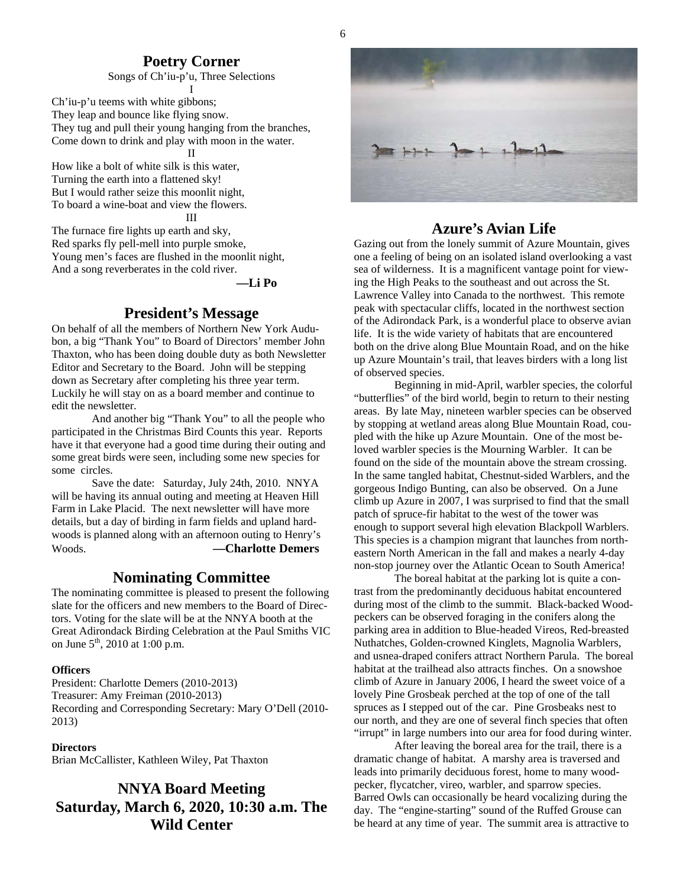## Poetry Corner

Songs of Ch'iu-p'u, Three Selections

I

Ch'iu-p'u teems with white gibbons;
They leap and bounce like flying snow.
They tug and pull their young hanging from the branches,
Come down to drink and play with moon in the water.

II

How like a bolt of white silk is this water,
Turning the earth into a flattened sky!
But I would rather seize this moonlit night,
To board a wine-boat and view the flowers.

III

The furnace fire lights up earth and sky,
Red sparks fly pell-mell into purple smoke,
Young men's faces are flushed in the moonlit night,
And a song reverberates in the cold river.

**—Li Po**

## President's Message

On behalf of all the members of Northern New York Audubon, a big "Thank You" to Board of Directors' member John Thaxton, who has been doing double duty as both Newsletter Editor and Secretary to the Board. John will be stepping down as Secretary after completing his three year term. Luckily he will stay on as a board member and continue to edit the newsletter.

And another big "Thank You" to all the people who participated in the Christmas Bird Counts this year. Reports have it that everyone had a good time during their outing and some great birds were seen, including some new species for some circles.

Save the date: Saturday, July 24th, 2010. NNYA will be having its annual outing and meeting at Heaven Hill Farm in Lake Placid. The next newsletter will have more details, but a day of birding in farm fields and upland hardwoods is planned along with an afternoon outing to Henry's Woods. **—Charlotte Demers**

## Nominating Committee

The nominating committee is pleased to present the following slate for the officers and new members to the Board of Directors. Voting for the slate will be at the NNYA booth at the Great Adirondack Birding Celebration at the Paul Smiths VIC on June 5th, 2010 at 1:00 p.m.

**Officers**

President: Charlotte Demers (2010-2013)
Treasurer: Amy Freiman (2010-2013)
Recording and Corresponding Secretary: Mary O'Dell (2010-2013)

**Directors**

Brian McCallister, Kathleen Wiley, Pat Thaxton

## NNYA Board Meeting Saturday, March 6, 2020, 10:30 a.m. The Wild Center

## Azure's Avian Life

Gazing out from the lonely summit of Azure Mountain, gives one a feeling of being on an isolated island overlooking a vast sea of wilderness. It is a magnificent vantage point for viewing the High Peaks to the southeast and out across the St. Lawrence Valley into Canada to the northwest. This remote peak with spectacular cliffs, located in the northwest section of the Adirondack Park, is a wonderful place to observe avian life. It is the wide variety of habitats that are encountered both on the drive along Blue Mountain Road, and on the hike up Azure Mountain's trail, that leaves birders with a long list of observed species.

Beginning in mid-April, warbler species, the colorful "butterflies" of the bird world, begin to return to their nesting areas. By late May, nineteen warbler species can be observed by stopping at wetland areas along Blue Mountain Road, coupled with the hike up Azure Mountain. One of the most beloved warbler species is the Mourning Warbler. It can be found on the side of the mountain above the stream crossing. In the same tangled habitat, Chestnut-sided Warblers, and the gorgeous Indigo Bunting, can also be observed. On a June climb up Azure in 2007, I was surprised to find that the small patch of spruce-fir habitat to the west of the tower was enough to support several high elevation Blackpoll Warblers. This species is a champion migrant that launches from northeastern North American in the fall and makes a nearly 4-day non-stop journey over the Atlantic Ocean to South America!

The boreal habitat at the parking lot is quite a contrast from the predominantly deciduous habitat encountered during most of the climb to the summit. Black-backed Woodpeckers can be observed foraging in the conifers along the parking area in addition to Blue-headed Vireos, Red-breasted Nuthatches, Golden-crowned Kinglets, Magnolia Warblers, and usnea-draped conifers attract Northern Parula. The boreal habitat at the trailhead also attracts finches. On a snowshoe climb of Azure in January 2006, I heard the sweet voice of a lovely Pine Grosbeak perched at the top of one of the tall spruces as I stepped out of the car. Pine Grosbeaks nest to our north, and they are one of several finch species that often "irrupt" in large numbers into our area for food during winter.

After leaving the boreal area for the trail, there is a dramatic change of habitat. A marshy area is traversed and leads into primarily deciduous forest, home to many woodpecker, flycatcher, vireo, warbler, and sparrow species. Barred Owls can occasionally be heard vocalizing during the day. The "engine-starting" sound of the Ruffed Grouse can be heard at any time of year. The summit area is attractive to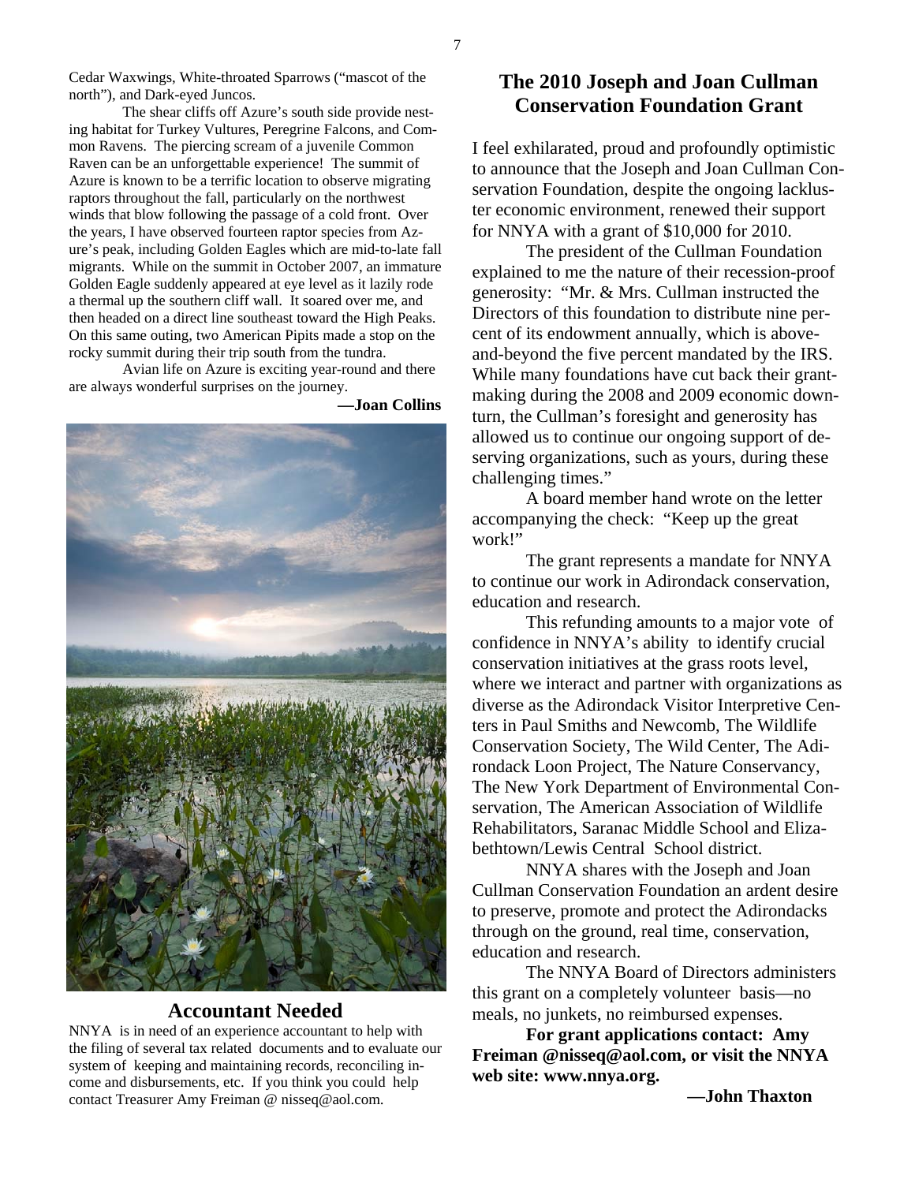Cedar Waxwings, White-throated Sparrows ("mascot of the north"), and Dark-eyed Juncos.

The shear cliffs off Azure's south side provide nesting habitat for Turkey Vultures, Peregrine Falcons, and Common Ravens. The piercing scream of a juvenile Common Raven can be an unforgettable experience! The summit of Azure is known to be a terrific location to observe migrating raptors throughout the fall, particularly on the northwest winds that blow following the passage of a cold front. Over the years, I have observed fourteen raptor species from Azure's peak, including Golden Eagles which are mid-to-late fall migrants. While on the summit in October 2007, an immature Golden Eagle suddenly appeared at eye level as it lazily rode a thermal up the southern cliff wall. It soared over me, and then headed on a direct line southeast toward the High Peaks. On this same outing, two American Pipits made a stop on the rocky summit during their trip south from the tundra.

Avian life on Azure is exciting year-round and there are always wonderful surprises on the journey.

**—Joan Collins**

## Accountant Needed

NNYA is in need of an experience accountant to help with the filing of several tax related documents and to evaluate our system of keeping and maintaining records, reconciling income and disbursements, etc. If you think you could help contact Treasurer Amy Freiman @ nisseq@aol.com.

## The 2010 Joseph and Joan Cullman Conservation Foundation Grant

I feel exhilarated, proud and profoundly optimistic to announce that the Joseph and Joan Cullman Conservation Foundation, despite the ongoing lackluster economic environment, renewed their support for NNYA with a grant of $10,000 for 2010.

The president of the Cullman Foundation explained to me the nature of their recession-proof generosity: "Mr. & Mrs. Cullman instructed the Directors of this foundation to distribute nine percent of its endowment annually, which is above-and-beyond the five percent mandated by the IRS. While many foundations have cut back their grant-making during the 2008 and 2009 economic downturn, the Cullman's foresight and generosity has allowed us to continue our ongoing support of deserving organizations, such as yours, during these challenging times."

A board member hand wrote on the letter accompanying the check: "Keep up the great work!"

The grant represents a mandate for NNYA to continue our work in Adirondack conservation, education and research.

This refunding amounts to a major vote of confidence in NNYA's ability to identify crucial conservation initiatives at the grass roots level, where we interact and partner with organizations as diverse as the Adirondack Visitor Interpretive Centers in Paul Smiths and Newcomb, The Wildlife Conservation Society, The Wild Center, The Adirondack Loon Project, The Nature Conservancy, The New York Department of Environmental Conservation, The American Association of Wildlife Rehabilitators, Saranac Middle School and Elizabethtown/Lewis Central School district.

NNYA shares with the Joseph and Joan Cullman Conservation Foundation an ardent desire to preserve, promote and protect the Adirondacks through on the ground, real time, conservation, education and research.

The NNYA Board of Directors administers this grant on a completely volunteer basis—no meals, no junkets, no reimbursed expenses.

**For grant applications contact: Amy Freiman @nisseq@aol.com, or visit the NNYA web site: www.nnya.org.**

**—John Thaxton**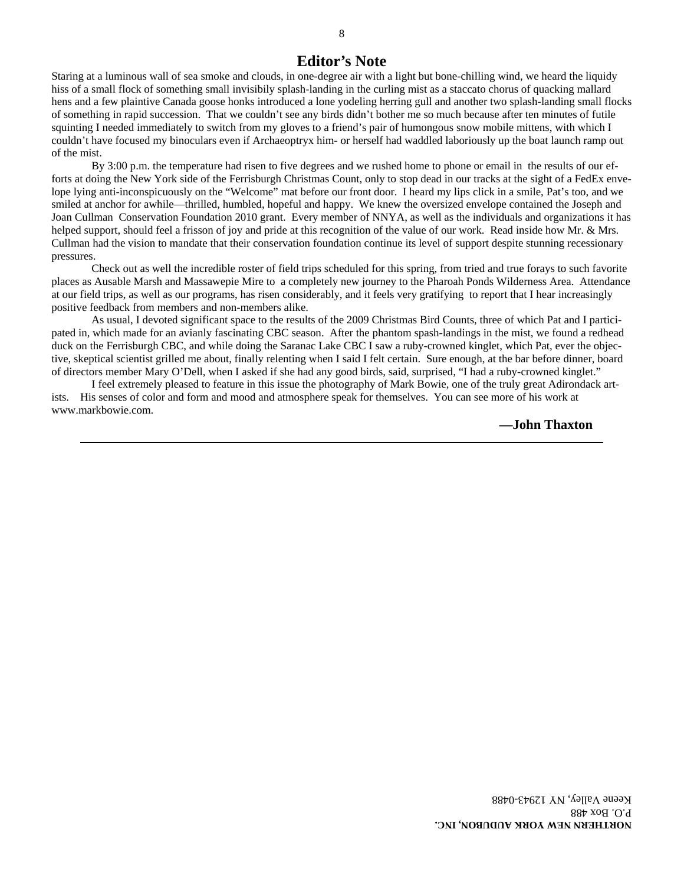# Editor's Note

Staring at a luminous wall of sea smoke and clouds, in one-degree air with a light but bone-chilling wind, we heard the liquidy hiss of a small flock of something small invisibily splash-landing in the curling mist as a staccato chorus of quacking mallard hens and a few plaintive Canada goose honks introduced a lone yodeling herring gull and another two splash-landing small flocks of something in rapid succession. That we couldn't see any birds didn't bother me so much because after ten minutes of futile squinting I needed immediately to switch from my gloves to a friend's pair of humongous snow mobile mittens, with which I couldn't have focused my binoculars even if Archaeoptryx him- or herself had waddled laboriously up the boat launch ramp out of the mist.

By 3:00 p.m. the temperature had risen to five degrees and we rushed home to phone or email in the results of our efforts at doing the New York side of the Ferrisburgh Christmas Count, only to stop dead in our tracks at the sight of a FedEx envelope lying anti-inconspicuously on the "Welcome" mat before our front door. I heard my lips click in a smile, Pat's too, and we smiled at anchor for awhile—thrilled, humbled, hopeful and happy. We knew the oversized envelope contained the Joseph and Joan Cullman Conservation Foundation 2010 grant. Every member of NNYA, as well as the individuals and organizations it has helped support, should feel a frisson of joy and pride at this recognition of the value of our work. Read inside how Mr. & Mrs. Cullman had the vision to mandate that their conservation foundation continue its level of support despite stunning recessionary pressures.

Check out as well the incredible roster of field trips scheduled for this spring, from tried and true forays to such favorite places as Ausable Marsh and Massawepie Mire to a completely new journey to the Pharoah Ponds Wilderness Area. Attendance at our field trips, as well as our programs, has risen considerably, and it feels very gratifying to report that I hear increasingly positive feedback from members and non-members alike.

As usual, I devoted significant space to the results of the 2009 Christmas Bird Counts, three of which Pat and I participated in, which made for an avianly fascinating CBC season. After the phantom spash-landings in the mist, we found a redhead duck on the Ferrisburgh CBC, and while doing the Saranac Lake CBC I saw a ruby-crowned kinglet, which Pat, ever the objective, skeptical scientist grilled me about, finally relenting when I said I felt certain. Sure enough, at the bar before dinner, board of directors member Mary O'Dell, when I asked if she had any good birds, said, surprised, "I had a ruby-crowned kinglet."

I feel extremely pleased to feature in this issue the photography of Mark Bowie, one of the truly great Adirondack artists. His senses of color and form and mood and atmosphere speak for themselves. You can see more of his work at www.markbowie.com.

**—John Thaxton**

---

**NORTHERN NEW YORK AUDUBON, INC.**
P.O. Box 488
Keene Valley, NY 12943-0488